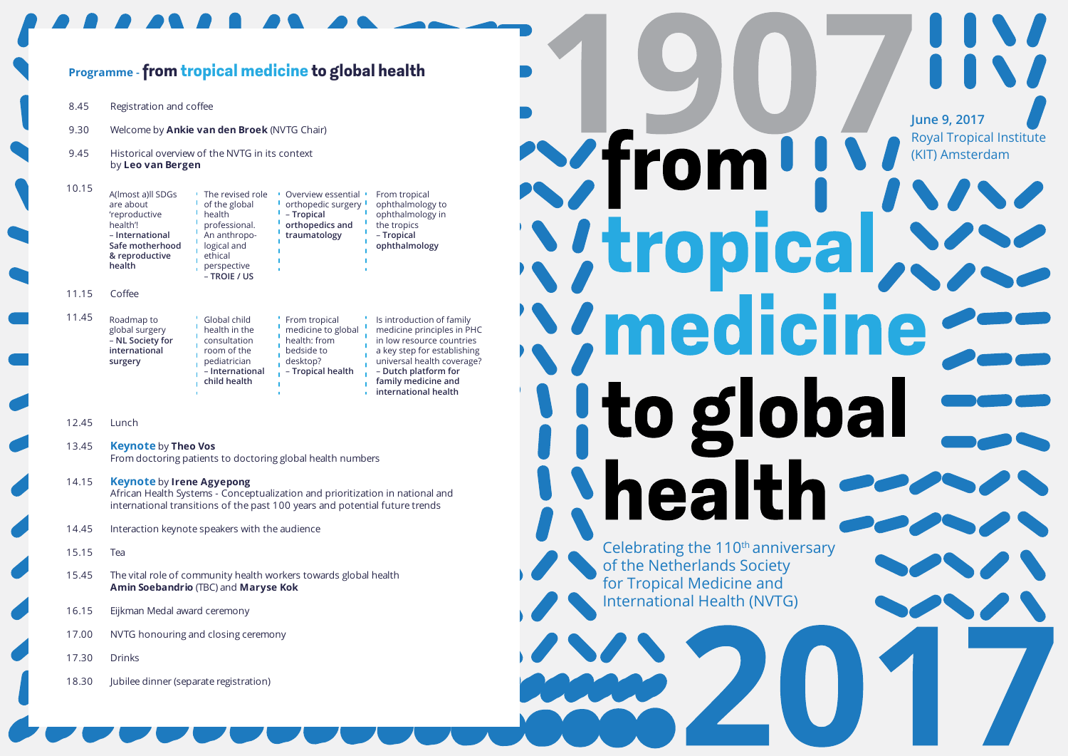## Programme - from tropical medicine to global health

8.45 Registration and coffee

9.30 Welcome by **Ankie van den Broek** (NVTG Chair)

9.45 Historical overview of the NVTG in its context by **Leo van Bergen**

10.15

| A(lmost a)ll SDGs are about 'reproductive health'! – **International Safe motherhood & reproductive health** | The revised role of the global health professional. An anthropological and ethical perspective – **TROIE / US** | Overview essential orthopedic surgery – **Tropical orthopedics and traumatology** | From tropical ophthalmology to ophthalmology in the tropics – **Tropical ophthalmology** |
|---|---|---|---|

11.15 Coffee

11.45

| Roadmap to global surgery – **NL Society for international surgery** | Global child health in the consultation room of the pediatrician – **International child health** | From tropical medicine to global health: from bedside to desktop? – **Tropical health** | Is introduction of family medicine principles in PHC in low resource countries a key step for establishing universal health coverage? – **Dutch platform for family medicine and international health** |
|---|---|---|---|

12.45 Lunch

13.45 **Keynote** by **Theo Vos**
From doctoring patients to doctoring global health numbers

14.15 **Keynote** by **Irene Agyepong**
African Health Systems - Conceptualization and prioritization in national and international transitions of the past 100 years and potential future trends

14.45 Interaction keynote speakers with the audience

15.15 Tea

15.45 The vital role of community health workers towards global health
**Amin Soebandrio** (TBC) and **Maryse Kok**

16.15 Eijkman Medal award ceremony

17.00 NVTG honouring and closing ceremony

17.30 Drinks

18.30 Jubilee dinner (separate registration)

# 1907 from tropical medicine to global health 2017

**June 9, 2017**
Royal Tropical Institute (KIT) Amsterdam

Celebrating the 110th anniversary of the Netherlands Society for Tropical Medicine and International Health (NVTG)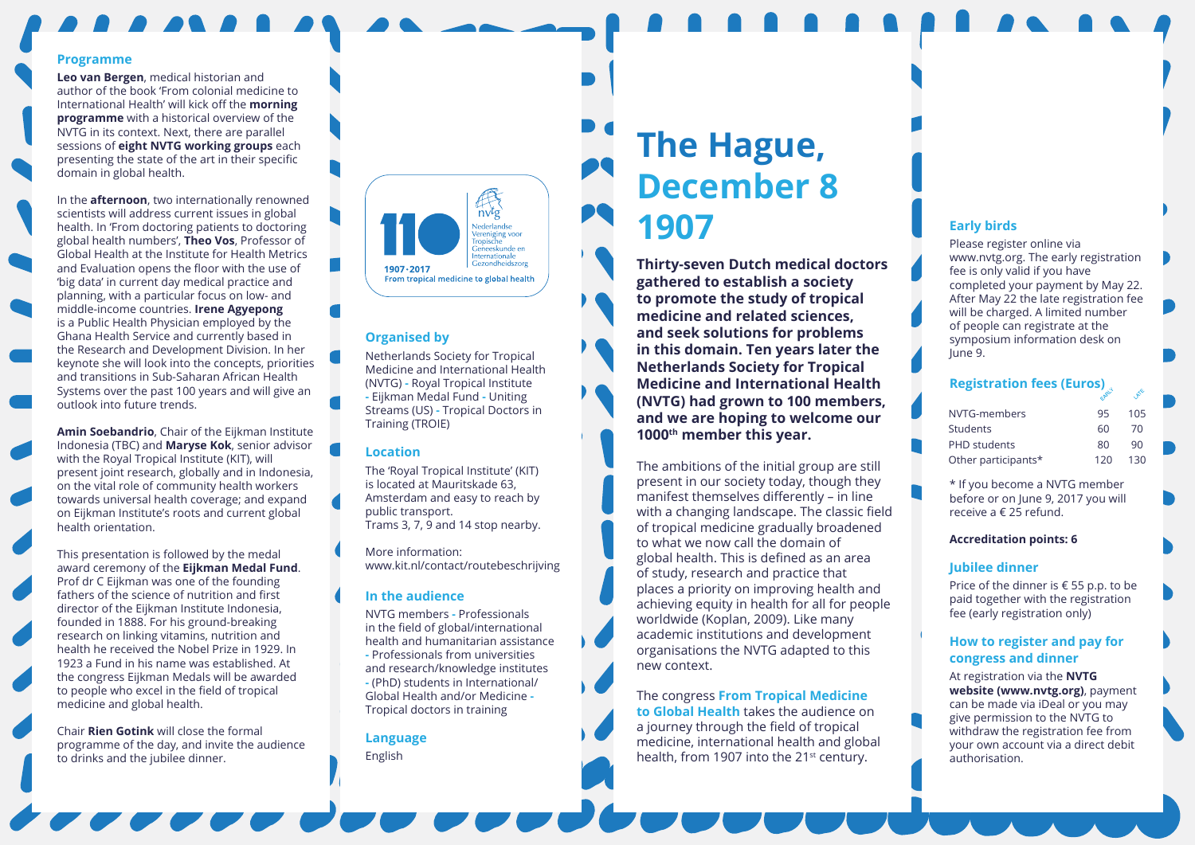## Programme

**Leo van Bergen**, medical historian and author of the book 'From colonial medicine to International Health' will kick off the **morning programme** with a historical overview of the NVTG in its context. Next, there are parallel sessions of **eight NVTG working groups** each presenting the state of the art in their specific domain in global health.

In the **afternoon**, two internationally renowned scientists will address current issues in global health. In 'From doctoring patients to doctoring global health numbers', **Theo Vos**, Professor of Global Health at the Institute for Health Metrics and Evaluation opens the floor with the use of 'big data' in current day medical practice and planning, with a particular focus on low- and middle-income countries. **Irene Agyepong** is a Public Health Physician employed by the Ghana Health Service and currently based in the Research and Development Division. In her keynote she will look into the concepts, priorities and transitions in Sub-Saharan African Health Systems over the past 100 years and will give an outlook into future trends.

**Amin Soebandrio**, Chair of the Eijkman Institute Indonesia (TBC) and **Maryse Kok**, senior advisor with the Royal Tropical Institute (KIT), will present joint research, globally and in Indonesia, on the vital role of community health workers towards universal health coverage; and expand on Eijkman Institute's roots and current global health orientation.

This presentation is followed by the medal award ceremony of the **Eijkman Medal Fund**. Prof dr C Eijkman was one of the founding fathers of the science of nutrition and first director of the Eijkman Institute Indonesia, founded in 1888. For his ground-breaking research on linking vitamins, nutrition and health he received the Nobel Prize in 1929. In 1923 a Fund in his name was established. At the congress Eijkman Medals will be awarded to people who excel in the field of tropical medicine and global health.

Chair **Rien Gotink** will close the formal programme of the day, and invite the audience to drinks and the jubilee dinner.

110 nvtg Nederlandse Vereniging voor Tropische Geneeskunde en Internationale Gezondheidszorg
1907·2017
From tropical medicine to global health

## Organised by

Netherlands Society for Tropical Medicine and International Health (NVTG) - Royal Tropical Institute - Eijkman Medal Fund - Uniting Streams (US) - Tropical Doctors in Training (TROIE)

## Location

The 'Royal Tropical Institute' (KIT) is located at Mauritskade 63, Amsterdam and easy to reach by public transport.
Trams 3, 7, 9 and 14 stop nearby.

More information:
www.kit.nl/contact/routebeschrijving

## In the audience

NVTG members - Professionals in the field of global/international health and humanitarian assistance - Professionals from universities and research/knowledge institutes - (PhD) students in International/ Global Health and/or Medicine - Tropical doctors in training

## Language

English

# The Hague, December 8 1907

**Thirty-seven Dutch medical doctors gathered to establish a society to promote the study of tropical medicine and related sciences, and seek solutions for problems in this domain. Ten years later the Netherlands Society for Tropical Medicine and International Health (NVTG) had grown to 100 members, and we are hoping to welcome our 1000th member this year.**

The ambitions of the initial group are still present in our society today, though they manifest themselves differently – in line with a changing landscape. The classic field of tropical medicine gradually broadened to what we now call the domain of global health. This is defined as an area of study, research and practice that places a priority on improving health and achieving equity in health for all for people worldwide (Koplan, 2009). Like many academic institutions and development organisations the NVTG adapted to this new context.

The congress **From Tropical Medicine to Global Health** takes the audience on a journey through the field of tropical medicine, international health and global health, from 1907 into the 21st century.

## Early birds

Please register online via www.nvtg.org. The early registration fee is only valid if you have completed your payment by May 22. After May 22 the late registration fee will be charged. A limited number of people can registrate at the symposium information desk on June 9.

## Registration fees (Euros)

| | Early | Late |
|---|---|---|
| NVTG-members | 95 | 105 |
| Students | 60 | 70 |
| PHD students | 80 | 90 |
| Other participants* | 120 | 130 |

* If you become a NVTG member before or on June 9, 2017 you will receive a € 25 refund.

**Accreditation points: 6**

## Jubilee dinner

Price of the dinner is € 55 p.p. to be paid together with the registration fee (early registration only)

## How to register and pay for congress and dinner

At registration via the **NVTG website (www.nvtg.org)**, payment can be made via iDeal or you may give permission to the NVTG to withdraw the registration fee from your own account via a direct debit authorisation.